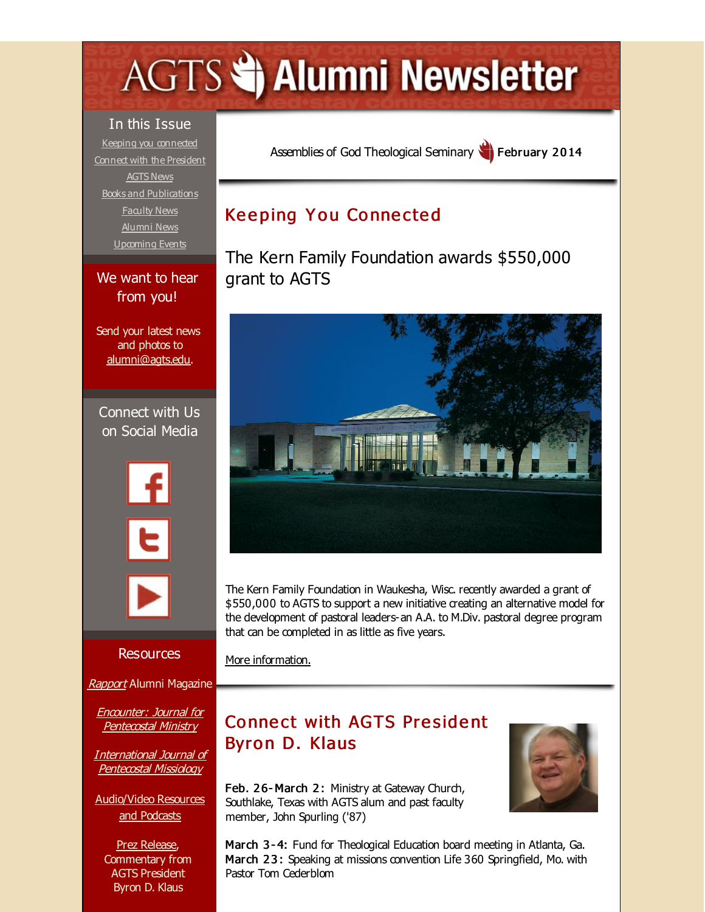# AGTS Alumni Newsletter

In this Issue

- Keeping you connected
- Connect with the President
- AGTS News
- Books and Publications
- Faculty News
- Alumni News
- Upcoming Events

We want to hear from you!

Send your latest news and photos to alumni@agts.edu.

Connect with Us on Social Media

Resources

*Rapport* Alumni Magazine

*Encounter: Journal for Pentecostal Ministry*

*International Journal of Pentecostal Missiology*

Audio/Video Resources and Podcasts

Prez Release, Commentary from AGTS President Byron D. Klaus

Assemblies of God Theological Seminary **February 2014**

## Keeping You Connected

### The Kern Family Foundation awards $550,000 grant to AGTS

The Kern Family Foundation in Waukesha, Wisc. recently awarded a grant of $550,000 to AGTS to support a new initiative creating an alternative model for the development of pastoral leaders-an A.A. to M.Div. pastoral degree program that can be completed in as little as five years.

More information.

## Connect with AGTS President Byron D. Klaus

**Feb. 26-March 2:** Ministry at Gateway Church, Southlake, Texas with AGTS alum and past faculty member, John Spurling ('87)

**March 3-4:** Fund for Theological Education board meeting in Atlanta, Ga.
**March 23:** Speaking at missions convention Life 360 Springfield, Mo. with Pastor Tom Cederblom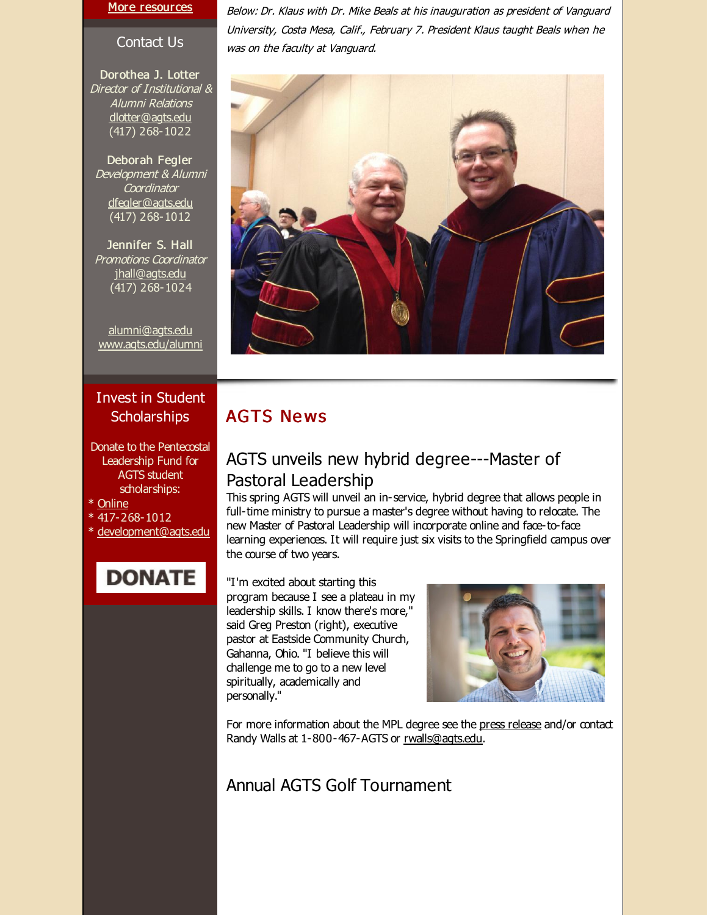More resources

## Contact Us

**Dorothea J. Lotter**
*Director of Institutional & Alumni Relations*
dlotter@agts.edu
(417) 268-1022

**Deborah Fegler**
*Development & Alumni Coordinator*
dfegler@agts.edu
(417) 268-1012

**Jennifer S. Hall**
*Promotions Coordinator*
jhall@agts.edu
(417) 268-1024

alumni@agts.edu
www.agts.edu/alumni

## Invest in Student Scholarships

Donate to the Pentecostal Leadership Fund for AGTS student scholarships:

* Online
* 417-268-1012
* development@agts.edu

DONATE

*Below: Dr. Klaus with Dr. Mike Beals at his inauguration as president of Vanguard University, Costa Mesa, Calif., February 7. President Klaus taught Beals when he was on the faculty at Vanguard.*

## AGTS News

### AGTS unveils new hybrid degree---Master of Pastoral Leadership

This spring AGTS will unveil an in-service, hybrid degree that allows people in full-time ministry to pursue a master's degree without having to relocate. The new Master of Pastoral Leadership will incorporate online and face-to-face learning experiences. It will require just six visits to the Springfield campus over the course of two years.

"I'm excited about starting this program because I see a plateau in my leadership skills. I know there's more," said Greg Preston (right), executive pastor at Eastside Community Church, Gahanna, Ohio. "I believe this will challenge me to go to a new level spiritually, academically and personally."

For more information about the MPL degree see the press release and/or contact Randy Walls at 1-800-467-AGTS or rwalls@agts.edu.

### Annual AGTS Golf Tournament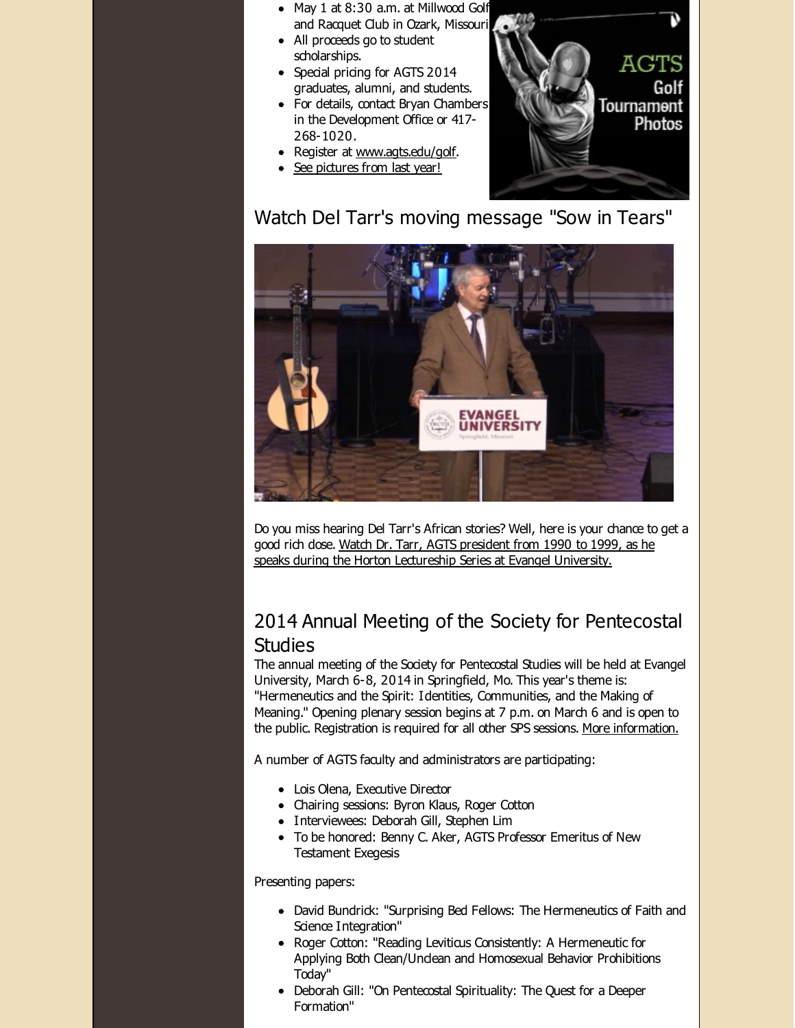- May 1 at 8:30 a.m. at Millwood Golf and Racquet Club in Ozark, Missouri
- All proceeds go to student scholarships.
- Special pricing for AGTS 2014 graduates, alumni, and students.
- For details, contact Bryan Chambers in the Development Office or 417-268-1020.
- Register at www.agts.edu/golf.
- See pictures from last year!

## Watch Del Tarr's moving message "Sow in Tears"

Do you miss hearing Del Tarr's African stories? Well, here is your chance to get a good rich dose. Watch Dr. Tarr, AGTS president from 1990 to 1999, as he speaks during the Horton Lectureship Series at Evangel University.

## 2014 Annual Meeting of the Society for Pentecostal Studies

The annual meeting of the Society for Pentecostal Studies will be held at Evangel University, March 6-8, 2014 in Springfield, Mo. This year's theme is: "Hermeneutics and the Spirit: Identities, Communities, and the Making of Meaning." Opening plenary session begins at 7 p.m. on March 6 and is open to the public. Registration is required for all other SPS sessions. More information.

A number of AGTS faculty and administrators are participating:

- Lois Olena, Executive Director
- Chairing sessions: Byron Klaus, Roger Cotton
- Interviewees: Deborah Gill, Stephen Lim
- To be honored: Benny C. Aker, AGTS Professor Emeritus of New Testament Exegesis

Presenting papers:

- David Bundrick: "Surprising Bed Fellows: The Hermeneutics of Faith and Science Integration"
- Roger Cotton: "Reading Leviticus Consistently: A Hermeneutic for Applying Both Clean/Unclean and Homosexual Behavior Prohibitions Today"
- Deborah Gill: "On Pentecostal Spirituality: The Quest for a Deeper Formation"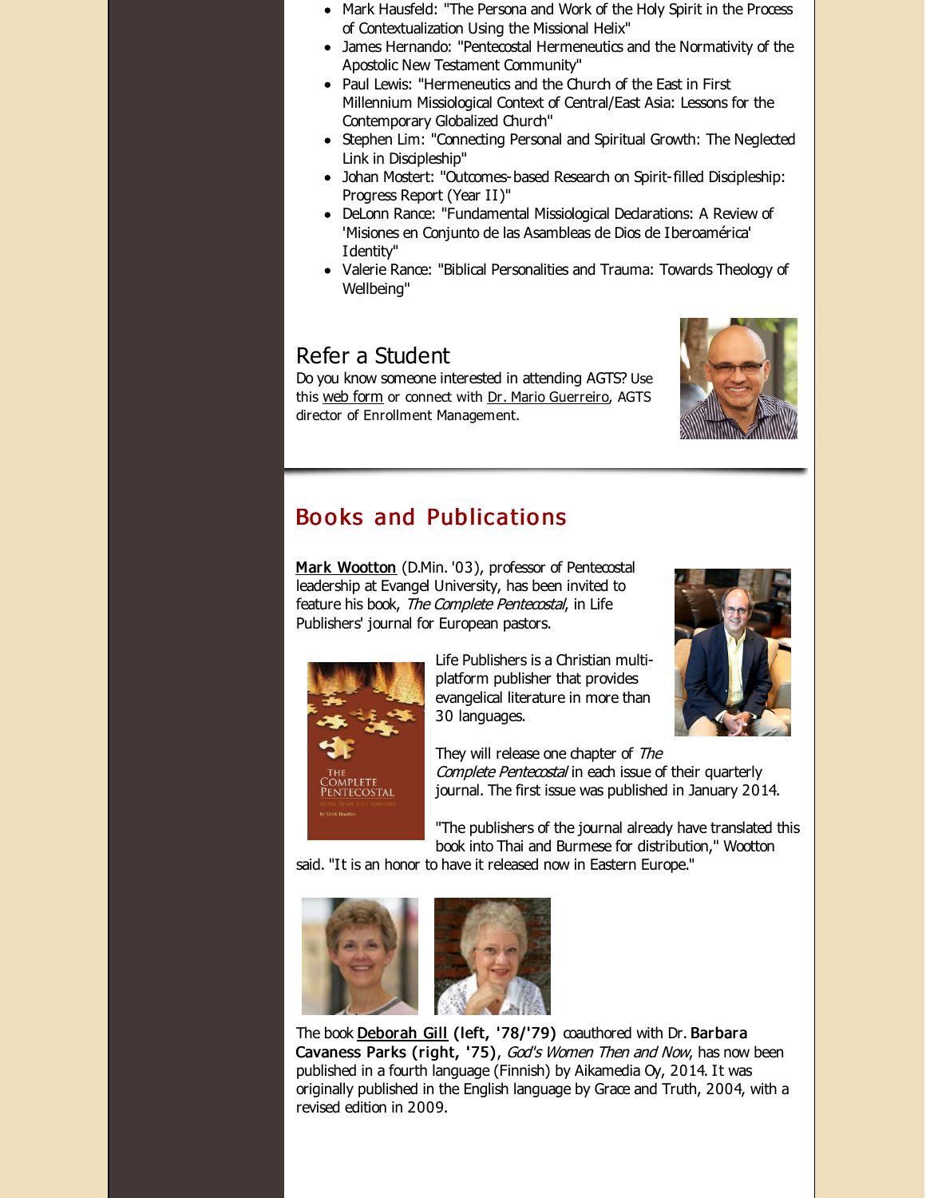- Mark Hausfeld: "The Persona and Work of the Holy Spirit in the Process of Contextualization Using the Missional Helix"
- James Hernando: "Pentecostal Hermeneutics and the Normativity of the Apostolic New Testament Community"
- Paul Lewis: "Hermeneutics and the Church of the East in First Millennium Missiological Context of Central/East Asia: Lessons for the Contemporary Globalized Church"
- Stephen Lim: "Connecting Personal and Spiritual Growth: The Neglected Link in Discipleship"
- Johan Mostert: "Outcomes-based Research on Spirit-filled Discipleship: Progress Report (Year II)"
- DeLonn Rance: "Fundamental Missiological Declarations: A Review of 'Misiones en Conjunto de las Asambleas de Dios de Iberoamérica' Identity"
- Valerie Rance: "Biblical Personalities and Trauma: Towards Theology of Wellbeing"

## Refer a Student

Do you know someone interested in attending AGTS? Use this web form or connect with Dr. Mario Guerreiro, AGTS director of Enrollment Management.

## Books and Publications

**Mark Wootton** (D.Min. '03), professor of Pentecostal leadership at Evangel University, has been invited to feature his book, *The Complete Pentecostal*, in Life Publishers' journal for European pastors.

Life Publishers is a Christian multi-platform publisher that provides evangelical literature in more than 30 languages.

They will release one chapter of *The Complete Pentecostal* in each issue of their quarterly journal. The first issue was published in January 2014.

"The publishers of the journal already have translated this book into Thai and Burmese for distribution," Wootton said. "It is an honor to have it released now in Eastern Europe."

The book **Deborah Gill (left, '78/'79)** coauthored with Dr. **Barbara Cavaness Parks (right, '75)**, *God's Women Then and Now*, has now been published in a fourth language (Finnish) by Aikamedia Oy, 2014. It was originally published in the English language by Grace and Truth, 2004, with a revised edition in 2009.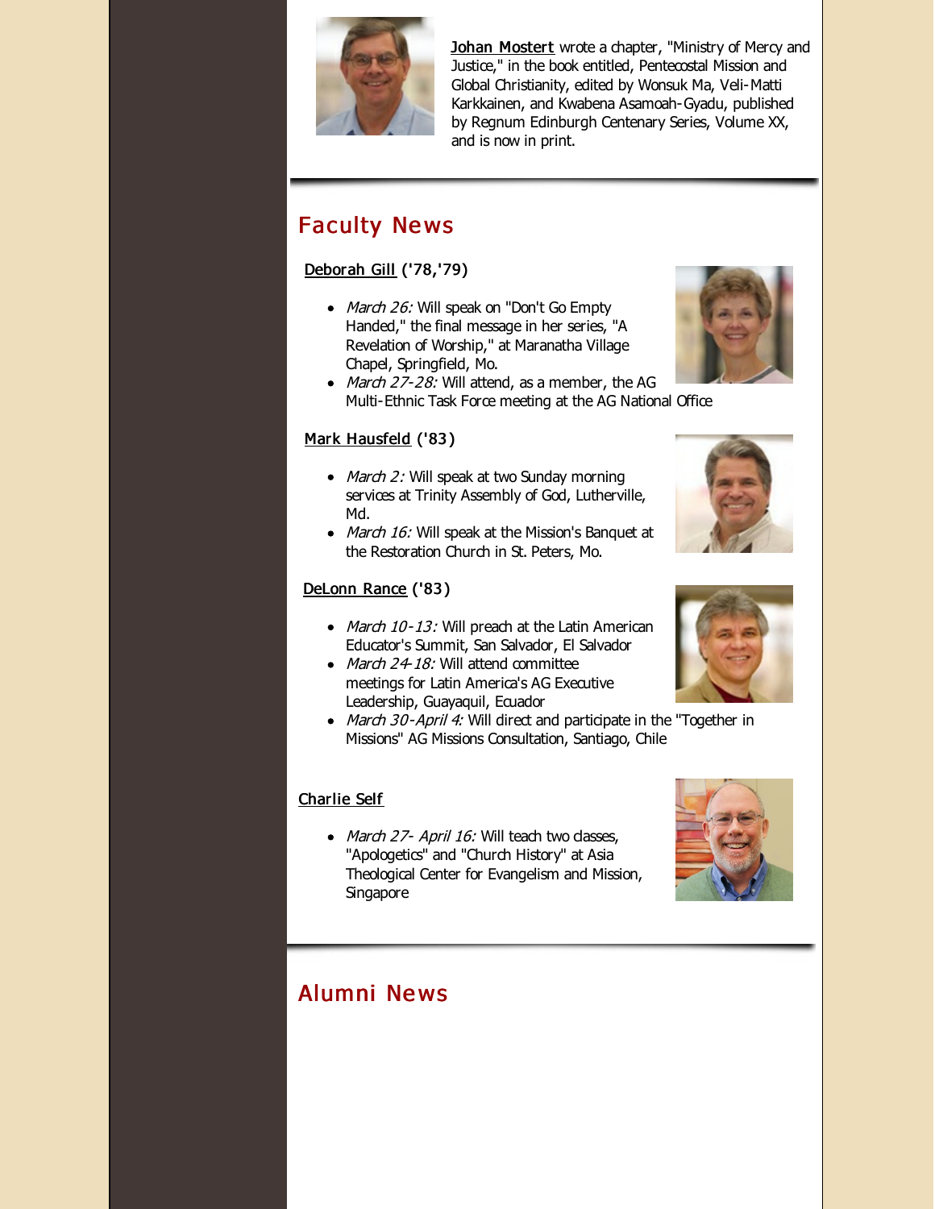Johan Mostert wrote a chapter, "Ministry of Mercy and Justice," in the book entitled, Pentecostal Mission and Global Christianity, edited by Wonsuk Ma, Veli-Matti Karkkainen, and Kwabena Asamoah-Gyadu, published by Regnum Edinburgh Centenary Series, Volume XX, and is now in print.

## Faculty News

### Deborah Gill ('78,'79)

- *March 26:* Will speak on "Don't Go Empty Handed," the final message in her series, "A Revelation of Worship," at Maranatha Village Chapel, Springfield, Mo.
- *March 27-28:* Will attend, as a member, the AG Multi-Ethnic Task Force meeting at the AG National Office

### Mark Hausfeld ('83)

- *March 2:* Will speak at two Sunday morning services at Trinity Assembly of God, Lutherville, Md.
- *March 16:* Will speak at the Mission's Banquet at the Restoration Church in St. Peters, Mo.

### DeLonn Rance ('83)

- *March 10-13:* Will preach at the Latin American Educator's Summit, San Salvador, El Salvador
- *March 24-18:* Will attend committee meetings for Latin America's AG Executive Leadership, Guayaquil, Ecuador
- *March 30-April 4:* Will direct and participate in the "Together in Missions" AG Missions Consultation, Santiago, Chile

### Charlie Self

- *March 27- April 16:* Will teach two classes, "Apologetics" and "Church History" at Asia Theological Center for Evangelism and Mission, Singapore

## Alumni News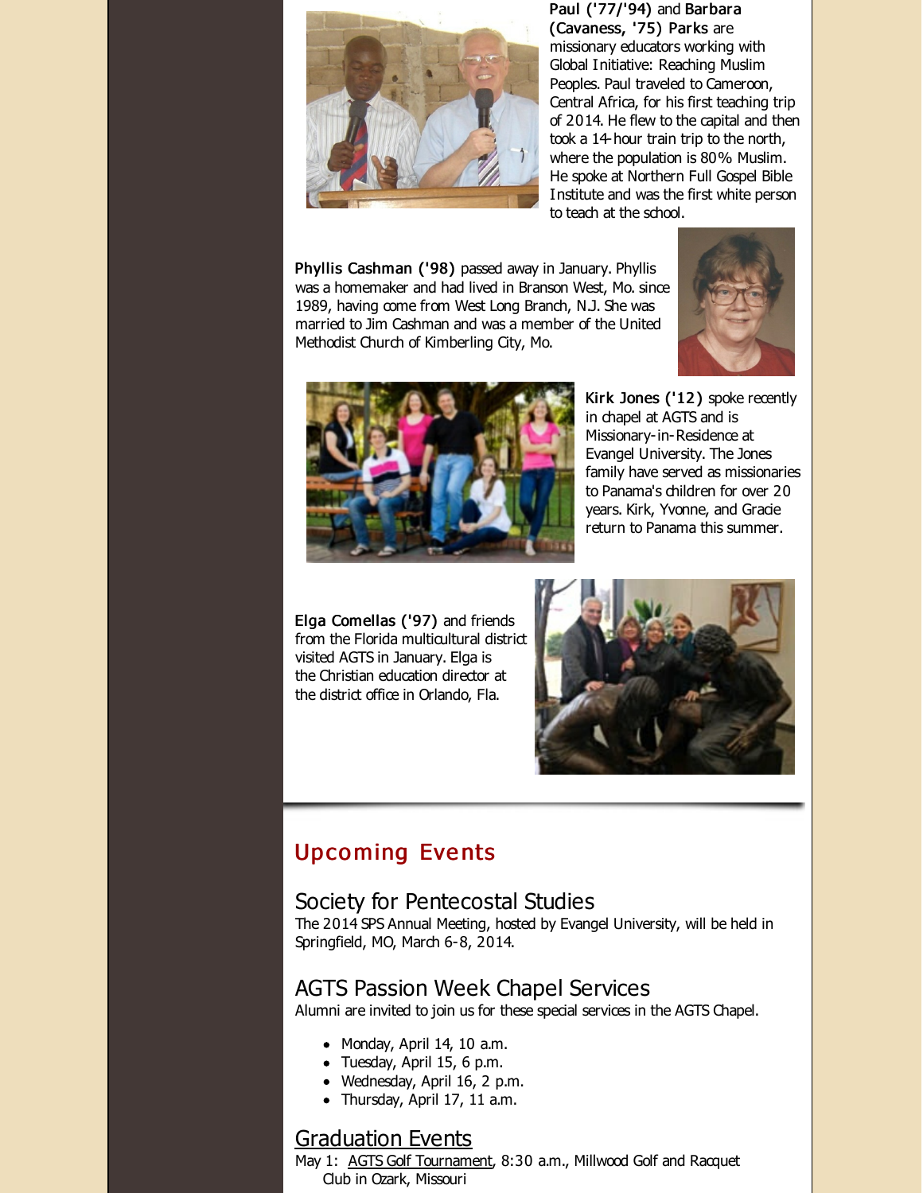**Paul ('77/'94)** and **Barbara (Cavaness, '75) Parks** are missionary educators working with Global Initiative: Reaching Muslim Peoples. Paul traveled to Cameroon, Central Africa, for his first teaching trip of 2014. He flew to the capital and then took a 14-hour train trip to the north, where the population is 80% Muslim. He spoke at Northern Full Gospel Bible Institute and was the first white person to teach at the school.

**Phyllis Cashman ('98)** passed away in January. Phyllis was a homemaker and had lived in Branson West, Mo. since 1989, having come from West Long Branch, N.J. She was married to Jim Cashman and was a member of the United Methodist Church of Kimberling City, Mo.

**Kirk Jones ('12)** spoke recently in chapel at AGTS and is Missionary-in-Residence at Evangel University. The Jones family have served as missionaries to Panama's children for over 20 years. Kirk, Yvonne, and Gracie return to Panama this summer.

**Elga Comellas ('97)** and friends from the Florida multicultural district visited AGTS in January. Elga is the Christian education director at the district office in Orlando, Fla.

## Upcoming Events

### Society for Pentecostal Studies

The 2014 SPS Annual Meeting, hosted by Evangel University, will be held in Springfield, MO, March 6-8, 2014.

### AGTS Passion Week Chapel Services

Alumni are invited to join us for these special services in the AGTS Chapel.

- Monday, April 14, 10 a.m.
- Tuesday, April 15, 6 p.m.
- Wednesday, April 16, 2 p.m.
- Thursday, April 17, 11 a.m.

### Graduation Events

May 1: AGTS Golf Tournament, 8:30 a.m., Millwood Golf and Racquet Club in Ozark, Missouri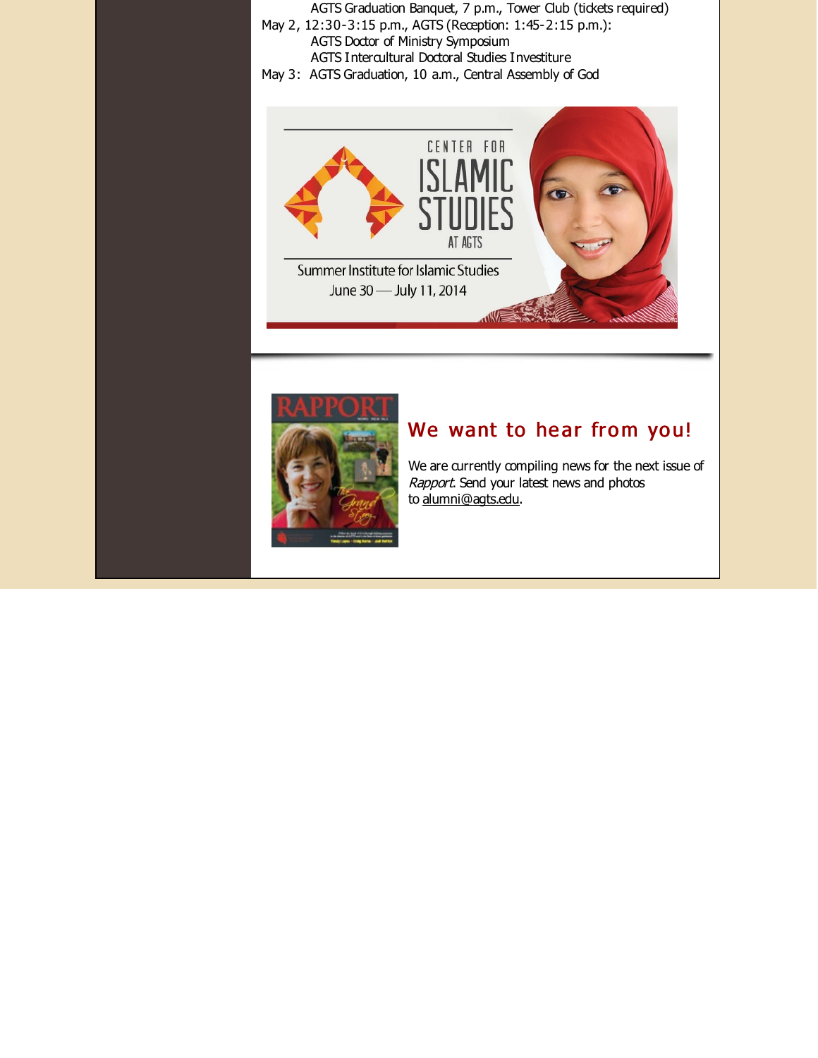AGTS Graduation Banquet, 7 p.m., Tower Club (tickets required)

May 2, 12:30-3:15 p.m., AGTS (Reception: 1:45-2:15 p.m.):

AGTS Doctor of Ministry Symposium

AGTS Intercultural Doctoral Studies Investiture

May 3: AGTS Graduation, 10 a.m., Central Assembly of God

CENTER FOR ISLAMIC STUDIES AT AGTS

Summer Institute for Islamic Studies
June 30 — July 11, 2014

## We want to hear from you!

We are currently compiling news for the next issue of *Rapport*. Send your latest news and photos to alumni@agts.edu.